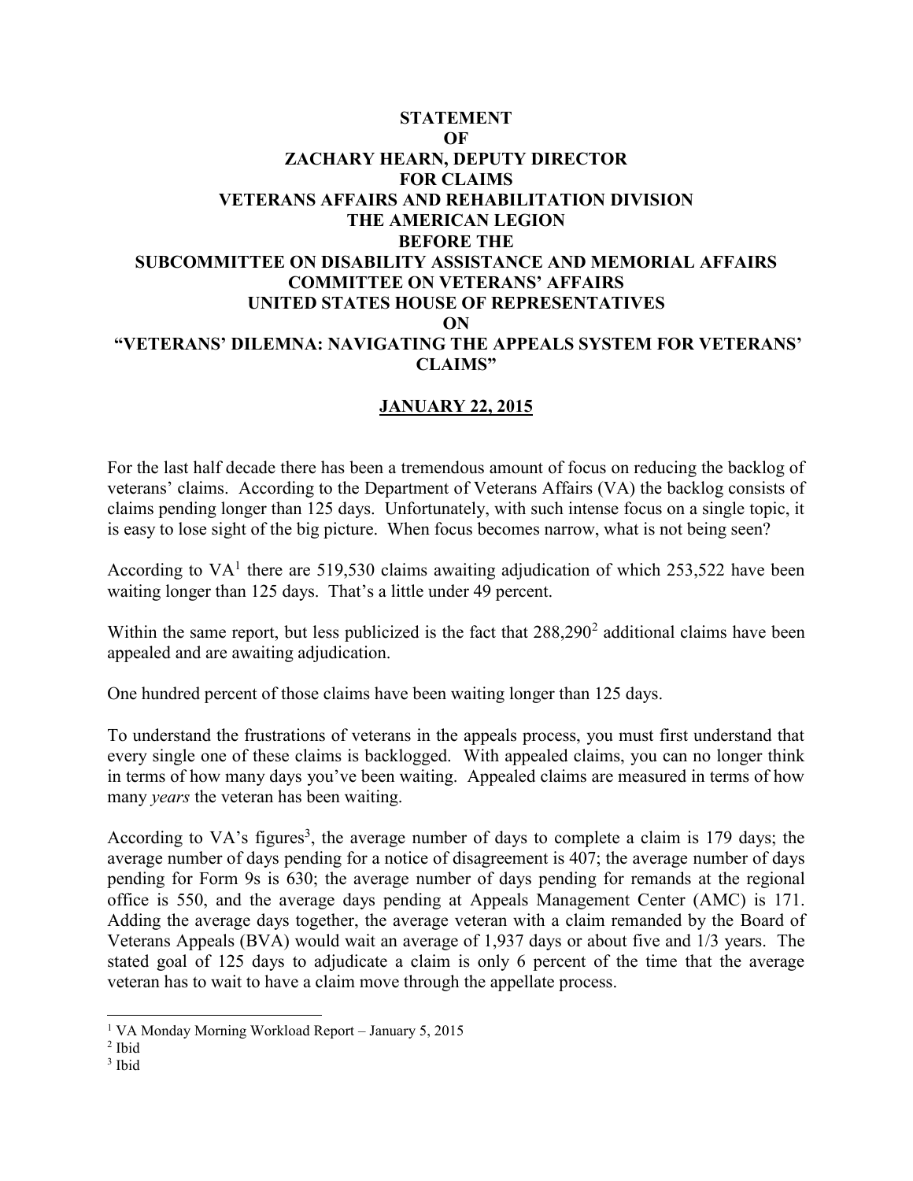**STATEMENT**
**OF**
**ZACHARY HEARN, DEPUTY DIRECTOR**
**FOR CLAIMS**
**VETERANS AFFAIRS AND REHABILITATION DIVISION**
**THE AMERICAN LEGION**
**BEFORE THE**
**SUBCOMMITTEE ON DISABILITY ASSISTANCE AND MEMORIAL AFFAIRS**
**COMMITTEE ON VETERANS' AFFAIRS**
**UNITED STATES HOUSE OF REPRESENTATIVES**
**ON**
**"VETERANS' DILEMNA: NAVIGATING THE APPEALS SYSTEM FOR VETERANS' CLAIMS"**

**JANUARY 22, 2015**

For the last half decade there has been a tremendous amount of focus on reducing the backlog of veterans' claims. According to the Department of Veterans Affairs (VA) the backlog consists of claims pending longer than 125 days. Unfortunately, with such intense focus on a single topic, it is easy to lose sight of the big picture. When focus becomes narrow, what is not being seen?

According to VA[1] there are 519,530 claims awaiting adjudication of which 253,522 have been waiting longer than 125 days. That's a little under 49 percent.

Within the same report, but less publicized is the fact that 288,290[2] additional claims have been appealed and are awaiting adjudication.

One hundred percent of those claims have been waiting longer than 125 days.

To understand the frustrations of veterans in the appeals process, you must first understand that every single one of these claims is backlogged. With appealed claims, you can no longer think in terms of how many days you've been waiting. Appealed claims are measured in terms of how many *years* the veteran has been waiting.

According to VA's figures[3], the average number of days to complete a claim is 179 days; the average number of days pending for a notice of disagreement is 407; the average number of days pending for Form 9s is 630; the average number of days pending for remands at the regional office is 550, and the average days pending at Appeals Management Center (AMC) is 171. Adding the average days together, the average veteran with a claim remanded by the Board of Veterans Appeals (BVA) would wait an average of 1,937 days or about five and 1/3 years. The stated goal of 125 days to adjudicate a claim is only 6 percent of the time that the average veteran has to wait to have a claim move through the appellate process.

---

[1] VA Monday Morning Workload Report – January 5, 2015
[2] Ibid
[3] Ibid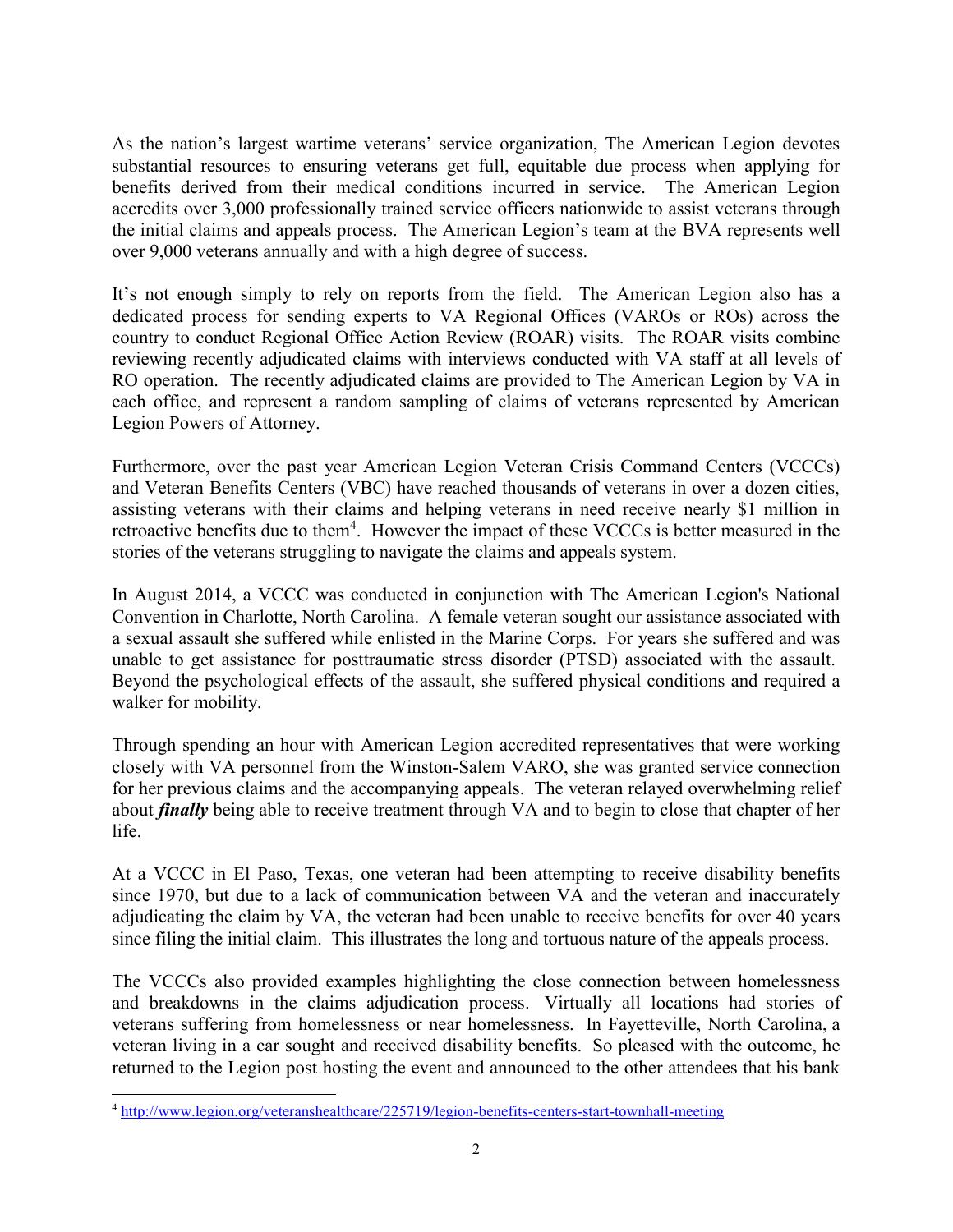As the nation's largest wartime veterans' service organization, The American Legion devotes substantial resources to ensuring veterans get full, equitable due process when applying for benefits derived from their medical conditions incurred in service. The American Legion accredits over 3,000 professionally trained service officers nationwide to assist veterans through the initial claims and appeals process. The American Legion's team at the BVA represents well over 9,000 veterans annually and with a high degree of success.

It's not enough simply to rely on reports from the field. The American Legion also has a dedicated process for sending experts to VA Regional Offices (VAROs or ROs) across the country to conduct Regional Office Action Review (ROAR) visits. The ROAR visits combine reviewing recently adjudicated claims with interviews conducted with VA staff at all levels of RO operation. The recently adjudicated claims are provided to The American Legion by VA in each office, and represent a random sampling of claims of veterans represented by American Legion Powers of Attorney.

Furthermore, over the past year American Legion Veteran Crisis Command Centers (VCCCs) and Veteran Benefits Centers (VBC) have reached thousands of veterans in over a dozen cities, assisting veterans with their claims and helping veterans in need receive nearly $1 million in retroactive benefits due to them[4]. However the impact of these VCCCs is better measured in the stories of the veterans struggling to navigate the claims and appeals system.

In August 2014, a VCCC was conducted in conjunction with The American Legion's National Convention in Charlotte, North Carolina. A female veteran sought our assistance associated with a sexual assault she suffered while enlisted in the Marine Corps. For years she suffered and was unable to get assistance for posttraumatic stress disorder (PTSD) associated with the assault. Beyond the psychological effects of the assault, she suffered physical conditions and required a walker for mobility.

Through spending an hour with American Legion accredited representatives that were working closely with VA personnel from the Winston-Salem VARO, she was granted service connection for her previous claims and the accompanying appeals. The veteran relayed overwhelming relief about ***finally*** being able to receive treatment through VA and to begin to close that chapter of her life.

At a VCCC in El Paso, Texas, one veteran had been attempting to receive disability benefits since 1970, but due to a lack of communication between VA and the veteran and inaccurately adjudicating the claim by VA, the veteran had been unable to receive benefits for over 40 years since filing the initial claim. This illustrates the long and tortuous nature of the appeals process.

The VCCCs also provided examples highlighting the close connection between homelessness and breakdowns in the claims adjudication process. Virtually all locations had stories of veterans suffering from homelessness or near homelessness. In Fayetteville, North Carolina, a veteran living in a car sought and received disability benefits. So pleased with the outcome, he returned to the Legion post hosting the event and announced to the other attendees that his bank

[4] http://www.legion.org/veteranshealthcare/225719/legion-benefits-centers-start-townhall-meeting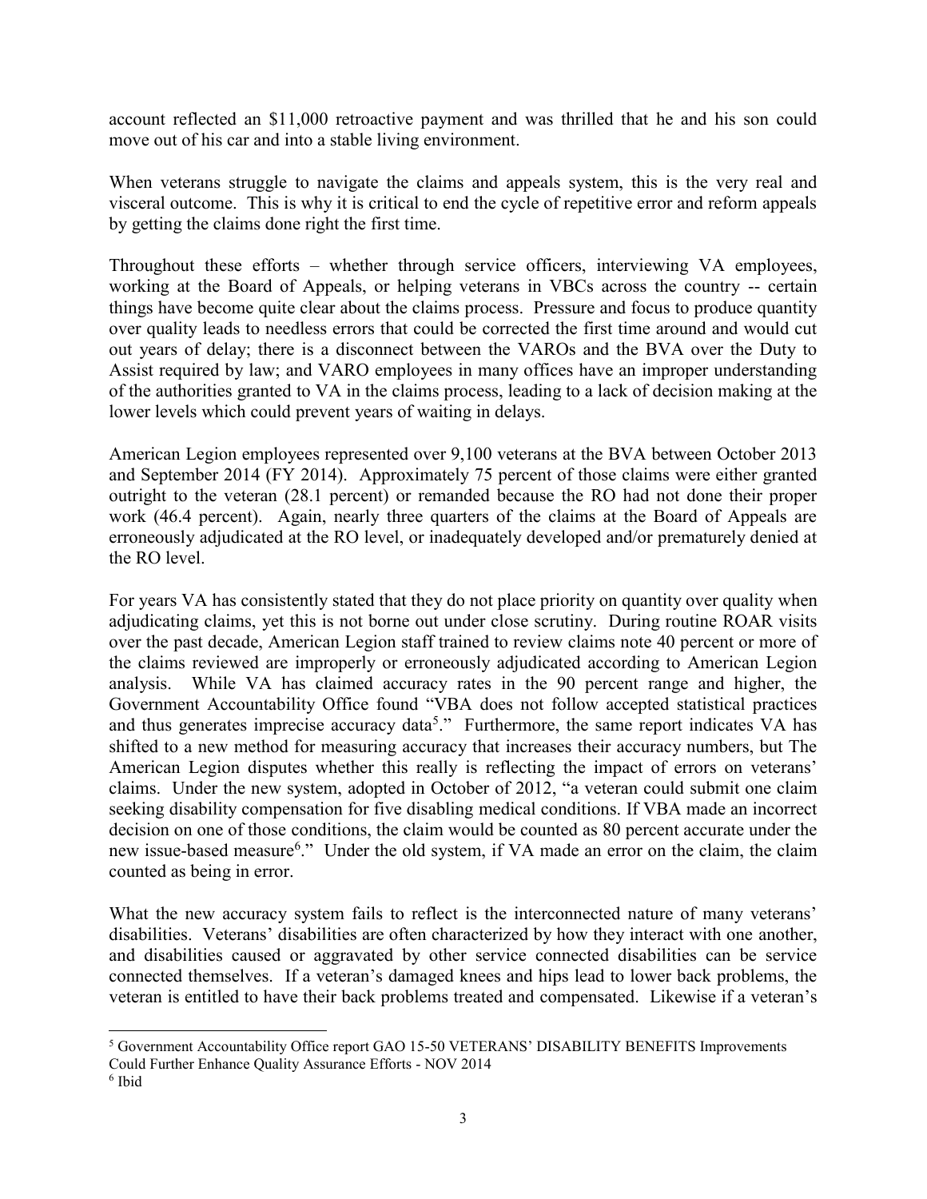account reflected an $11,000 retroactive payment and was thrilled that he and his son could move out of his car and into a stable living environment.

When veterans struggle to navigate the claims and appeals system, this is the very real and visceral outcome. This is why it is critical to end the cycle of repetitive error and reform appeals by getting the claims done right the first time.

Throughout these efforts – whether through service officers, interviewing VA employees, working at the Board of Appeals, or helping veterans in VBCs across the country -- certain things have become quite clear about the claims process. Pressure and focus to produce quantity over quality leads to needless errors that could be corrected the first time around and would cut out years of delay; there is a disconnect between the VAROs and the BVA over the Duty to Assist required by law; and VARO employees in many offices have an improper understanding of the authorities granted to VA in the claims process, leading to a lack of decision making at the lower levels which could prevent years of waiting in delays.

American Legion employees represented over 9,100 veterans at the BVA between October 2013 and September 2014 (FY 2014). Approximately 75 percent of those claims were either granted outright to the veteran (28.1 percent) or remanded because the RO had not done their proper work (46.4 percent). Again, nearly three quarters of the claims at the Board of Appeals are erroneously adjudicated at the RO level, or inadequately developed and/or prematurely denied at the RO level.

For years VA has consistently stated that they do not place priority on quantity over quality when adjudicating claims, yet this is not borne out under close scrutiny. During routine ROAR visits over the past decade, American Legion staff trained to review claims note 40 percent or more of the claims reviewed are improperly or erroneously adjudicated according to American Legion analysis. While VA has claimed accuracy rates in the 90 percent range and higher, the Government Accountability Office found "VBA does not follow accepted statistical practices and thus generates imprecise accuracy data[5]." Furthermore, the same report indicates VA has shifted to a new method for measuring accuracy that increases their accuracy numbers, but The American Legion disputes whether this really is reflecting the impact of errors on veterans' claims. Under the new system, adopted in October of 2012, "a veteran could submit one claim seeking disability compensation for five disabling medical conditions. If VBA made an incorrect decision on one of those conditions, the claim would be counted as 80 percent accurate under the new issue-based measure[6]." Under the old system, if VA made an error on the claim, the claim counted as being in error.

What the new accuracy system fails to reflect is the interconnected nature of many veterans' disabilities. Veterans' disabilities are often characterized by how they interact with one another, and disabilities caused or aggravated by other service connected disabilities can be service connected themselves. If a veteran's damaged knees and hips lead to lower back problems, the veteran is entitled to have their back problems treated and compensated. Likewise if a veteran's

---

[5] Government Accountability Office report GAO 15-50 VETERANS' DISABILITY BENEFITS Improvements Could Further Enhance Quality Assurance Efforts - NOV 2014

[6] Ibid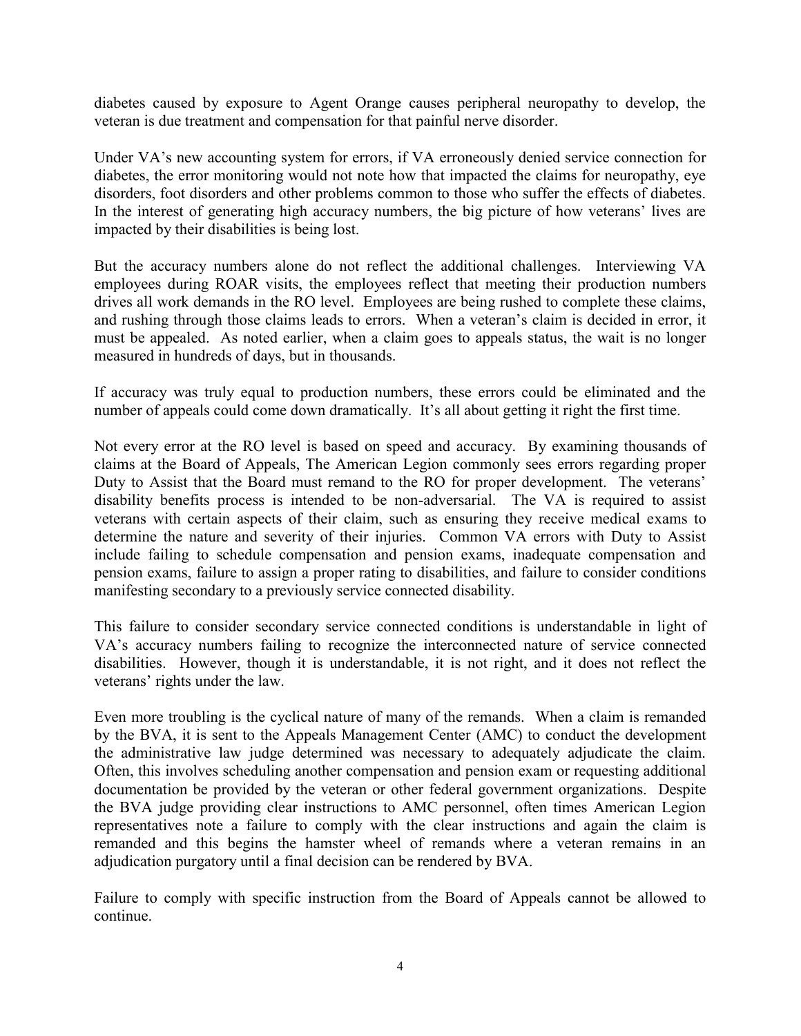diabetes caused by exposure to Agent Orange causes peripheral neuropathy to develop, the veteran is due treatment and compensation for that painful nerve disorder.

Under VA's new accounting system for errors, if VA erroneously denied service connection for diabetes, the error monitoring would not note how that impacted the claims for neuropathy, eye disorders, foot disorders and other problems common to those who suffer the effects of diabetes. In the interest of generating high accuracy numbers, the big picture of how veterans' lives are impacted by their disabilities is being lost.

But the accuracy numbers alone do not reflect the additional challenges. Interviewing VA employees during ROAR visits, the employees reflect that meeting their production numbers drives all work demands in the RO level. Employees are being rushed to complete these claims, and rushing through those claims leads to errors. When a veteran's claim is decided in error, it must be appealed. As noted earlier, when a claim goes to appeals status, the wait is no longer measured in hundreds of days, but in thousands.

If accuracy was truly equal to production numbers, these errors could be eliminated and the number of appeals could come down dramatically. It's all about getting it right the first time.

Not every error at the RO level is based on speed and accuracy. By examining thousands of claims at the Board of Appeals, The American Legion commonly sees errors regarding proper Duty to Assist that the Board must remand to the RO for proper development. The veterans' disability benefits process is intended to be non-adversarial. The VA is required to assist veterans with certain aspects of their claim, such as ensuring they receive medical exams to determine the nature and severity of their injuries. Common VA errors with Duty to Assist include failing to schedule compensation and pension exams, inadequate compensation and pension exams, failure to assign a proper rating to disabilities, and failure to consider conditions manifesting secondary to a previously service connected disability.

This failure to consider secondary service connected conditions is understandable in light of VA's accuracy numbers failing to recognize the interconnected nature of service connected disabilities. However, though it is understandable, it is not right, and it does not reflect the veterans' rights under the law.

Even more troubling is the cyclical nature of many of the remands. When a claim is remanded by the BVA, it is sent to the Appeals Management Center (AMC) to conduct the development the administrative law judge determined was necessary to adequately adjudicate the claim. Often, this involves scheduling another compensation and pension exam or requesting additional documentation be provided by the veteran or other federal government organizations. Despite the BVA judge providing clear instructions to AMC personnel, often times American Legion representatives note a failure to comply with the clear instructions and again the claim is remanded and this begins the hamster wheel of remands where a veteran remains in an adjudication purgatory until a final decision can be rendered by BVA.

Failure to comply with specific instruction from the Board of Appeals cannot be allowed to continue.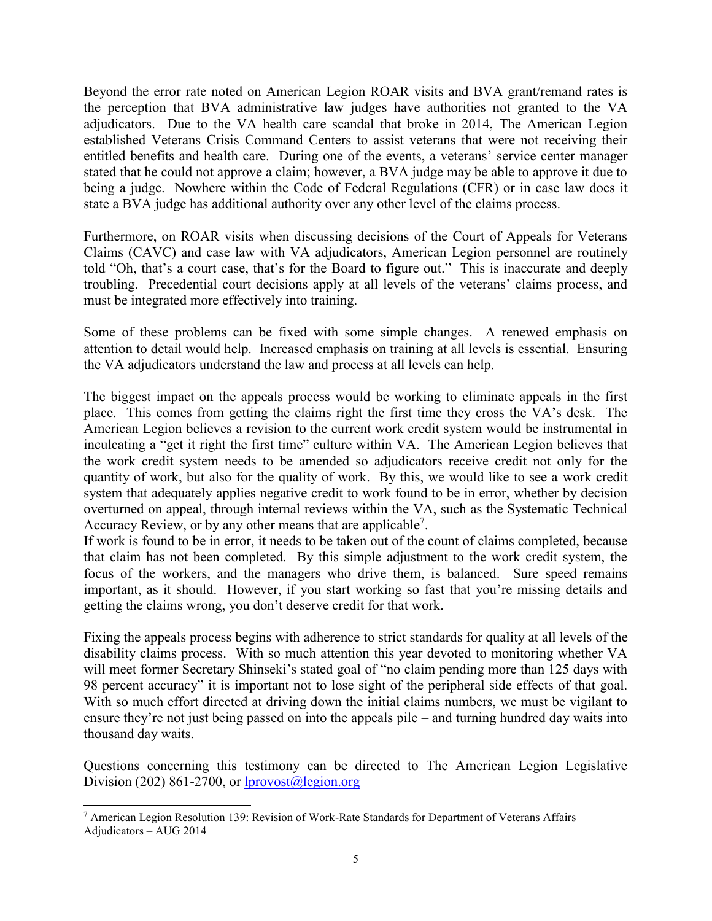Beyond the error rate noted on American Legion ROAR visits and BVA grant/remand rates is the perception that BVA administrative law judges have authorities not granted to the VA adjudicators. Due to the VA health care scandal that broke in 2014, The American Legion established Veterans Crisis Command Centers to assist veterans that were not receiving their entitled benefits and health care. During one of the events, a veterans' service center manager stated that he could not approve a claim; however, a BVA judge may be able to approve it due to being a judge. Nowhere within the Code of Federal Regulations (CFR) or in case law does it state a BVA judge has additional authority over any other level of the claims process.

Furthermore, on ROAR visits when discussing decisions of the Court of Appeals for Veterans Claims (CAVC) and case law with VA adjudicators, American Legion personnel are routinely told "Oh, that's a court case, that's for the Board to figure out." This is inaccurate and deeply troubling. Precedential court decisions apply at all levels of the veterans' claims process, and must be integrated more effectively into training.

Some of these problems can be fixed with some simple changes. A renewed emphasis on attention to detail would help. Increased emphasis on training at all levels is essential. Ensuring the VA adjudicators understand the law and process at all levels can help.

The biggest impact on the appeals process would be working to eliminate appeals in the first place. This comes from getting the claims right the first time they cross the VA's desk. The American Legion believes a revision to the current work credit system would be instrumental in inculcating a "get it right the first time" culture within VA. The American Legion believes that the work credit system needs to be amended so adjudicators receive credit not only for the quantity of work, but also for the quality of work. By this, we would like to see a work credit system that adequately applies negative credit to work found to be in error, whether by decision overturned on appeal, through internal reviews within the VA, such as the Systematic Technical Accuracy Review, or by any other means that are applicable[7].

If work is found to be in error, it needs to be taken out of the count of claims completed, because that claim has not been completed. By this simple adjustment to the work credit system, the focus of the workers, and the managers who drive them, is balanced. Sure speed remains important, as it should. However, if you start working so fast that you're missing details and getting the claims wrong, you don't deserve credit for that work.

Fixing the appeals process begins with adherence to strict standards for quality at all levels of the disability claims process. With so much attention this year devoted to monitoring whether VA will meet former Secretary Shinseki's stated goal of "no claim pending more than 125 days with 98 percent accuracy" it is important not to lose sight of the peripheral side effects of that goal. With so much effort directed at driving down the initial claims numbers, we must be vigilant to ensure they're not just being passed on into the appeals pile – and turning hundred day waits into thousand day waits.

Questions concerning this testimony can be directed to The American Legion Legislative Division (202) 861-2700, or lprovost@legion.org

---

[7] American Legion Resolution 139: Revision of Work-Rate Standards for Department of Veterans Affairs Adjudicators – AUG 2014